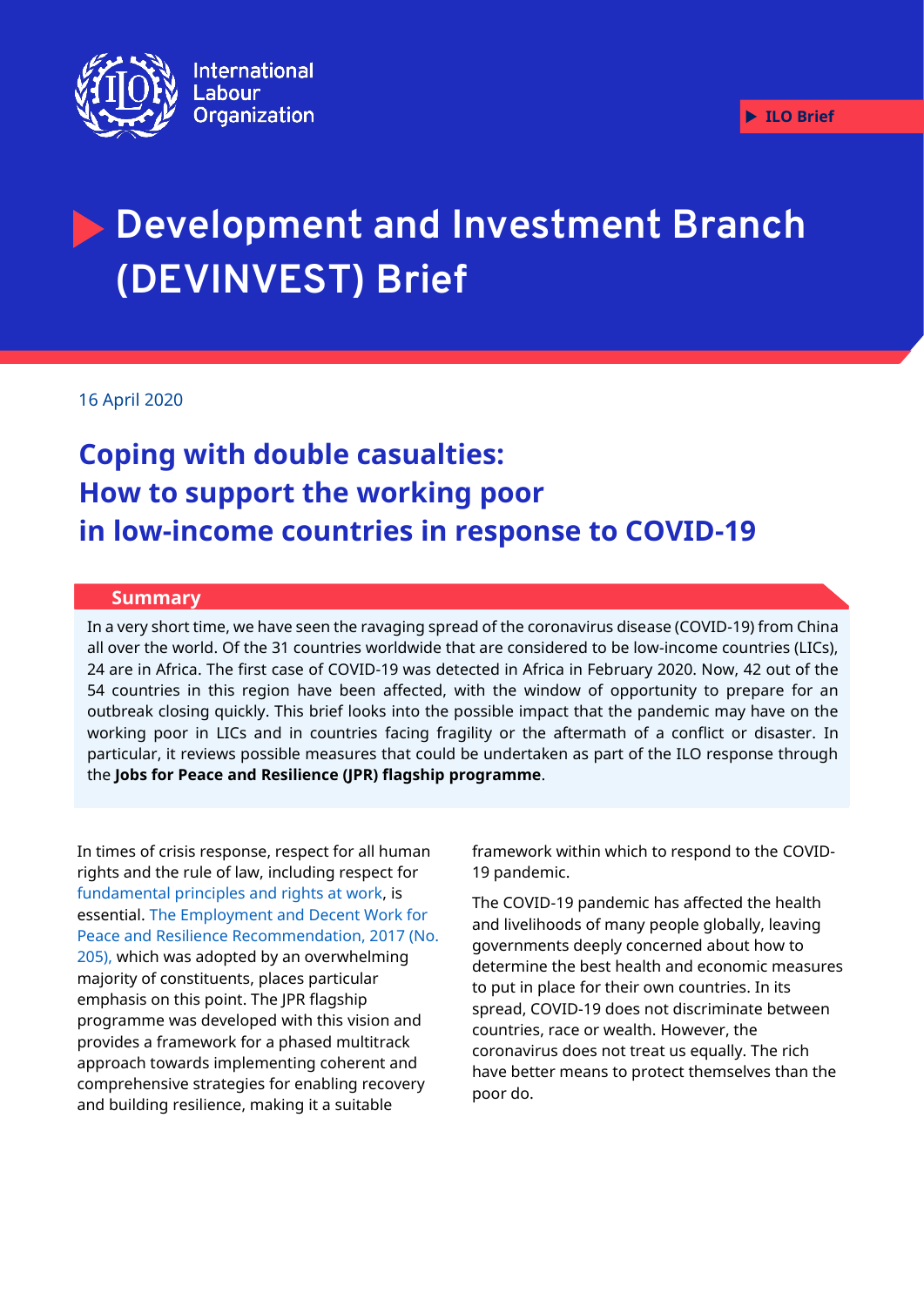International Labour Organization

ILO Brief

# Development and Investment Branch (DEVINVEST) Brief

16 April 2020

## Coping with double casualties: How to support the working poor in low-income countries in response to COVID-19

### Summary

In a very short time, we have seen the ravaging spread of the coronavirus disease (COVID-19) from China all over the world. Of the 31 countries worldwide that are considered to be low-income countries (LICs), 24 are in Africa. The first case of COVID-19 was detected in Africa in February 2020. Now, 42 out of the 54 countries in this region have been affected, with the window of opportunity to prepare for an outbreak closing quickly. This brief looks into the possible impact that the pandemic may have on the working poor in LICs and in countries facing fragility or the aftermath of a conflict or disaster. In particular, it reviews possible measures that could be undertaken as part of the ILO response through the **Jobs for Peace and Resilience (JPR) flagship programme**.

In times of crisis response, respect for all human rights and the rule of law, including respect for fundamental principles and rights at work, is essential. The Employment and Decent Work for Peace and Resilience Recommendation, 2017 (No. 205), which was adopted by an overwhelming majority of constituents, places particular emphasis on this point. The JPR flagship programme was developed with this vision and provides a framework for a phased multitrack approach towards implementing coherent and comprehensive strategies for enabling recovery and building resilience, making it a suitable framework within which to respond to the COVID-19 pandemic.

The COVID-19 pandemic has affected the health and livelihoods of many people globally, leaving governments deeply concerned about how to determine the best health and economic measures to put in place for their own countries. In its spread, COVID-19 does not discriminate between countries, race or wealth. However, the coronavirus does not treat us equally. The rich have better means to protect themselves than the poor do.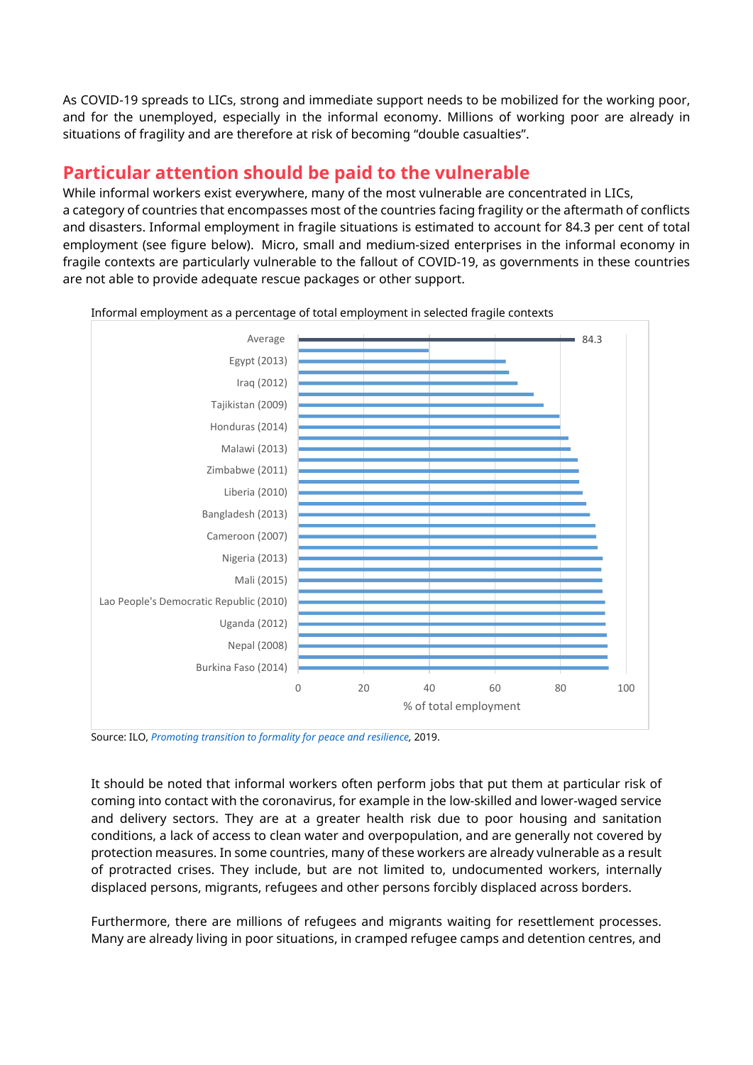As COVID-19 spreads to LICs, strong and immediate support needs to be mobilized for the working poor, and for the unemployed, especially in the informal economy. Millions of working poor are already in situations of fragility and are therefore at risk of becoming "double casualties".

## Particular attention should be paid to the vulnerable

While informal workers exist everywhere, many of the most vulnerable are concentrated in LICs, a category of countries that encompasses most of the countries facing fragility or the aftermath of conflicts and disasters. Informal employment in fragile situations is estimated to account for 84.3 per cent of total employment (see figure below). Micro, small and medium-sized enterprises in the informal economy in fragile contexts are particularly vulnerable to the fallout of COVID-19, as governments in these countries are not able to provide adequate rescue packages or other support.

Informal employment as a percentage of total employment in selected fragile contexts

Average: 84.3

Egypt (2013), Iraq (2012), Tajikistan (2009), Honduras (2014), Malawi (2013), Zimbabwe (2011), Liberia (2010), Bangladesh (2013), Cameroon (2007), Nigeria (2013), Mali (2015), Lao People's Democratic Republic (2010), Uganda (2012), Nepal (2008), Burkina Faso (2014)

% of total employment (0, 20, 40, 60, 80, 100)

Source: ILO, *Promoting transition to formality for peace and resilience*, 2019.

It should be noted that informal workers often perform jobs that put them at particular risk of coming into contact with the coronavirus, for example in the low-skilled and lower-waged service and delivery sectors. They are at a greater health risk due to poor housing and sanitation conditions, a lack of access to clean water and overpopulation, and are generally not covered by protection measures. In some countries, many of these workers are already vulnerable as a result of protracted crises. They include, but are not limited to, undocumented workers, internally displaced persons, migrants, refugees and other persons forcibly displaced across borders.

Furthermore, there are millions of refugees and migrants waiting for resettlement processes. Many are already living in poor situations, in cramped refugee camps and detention centres, and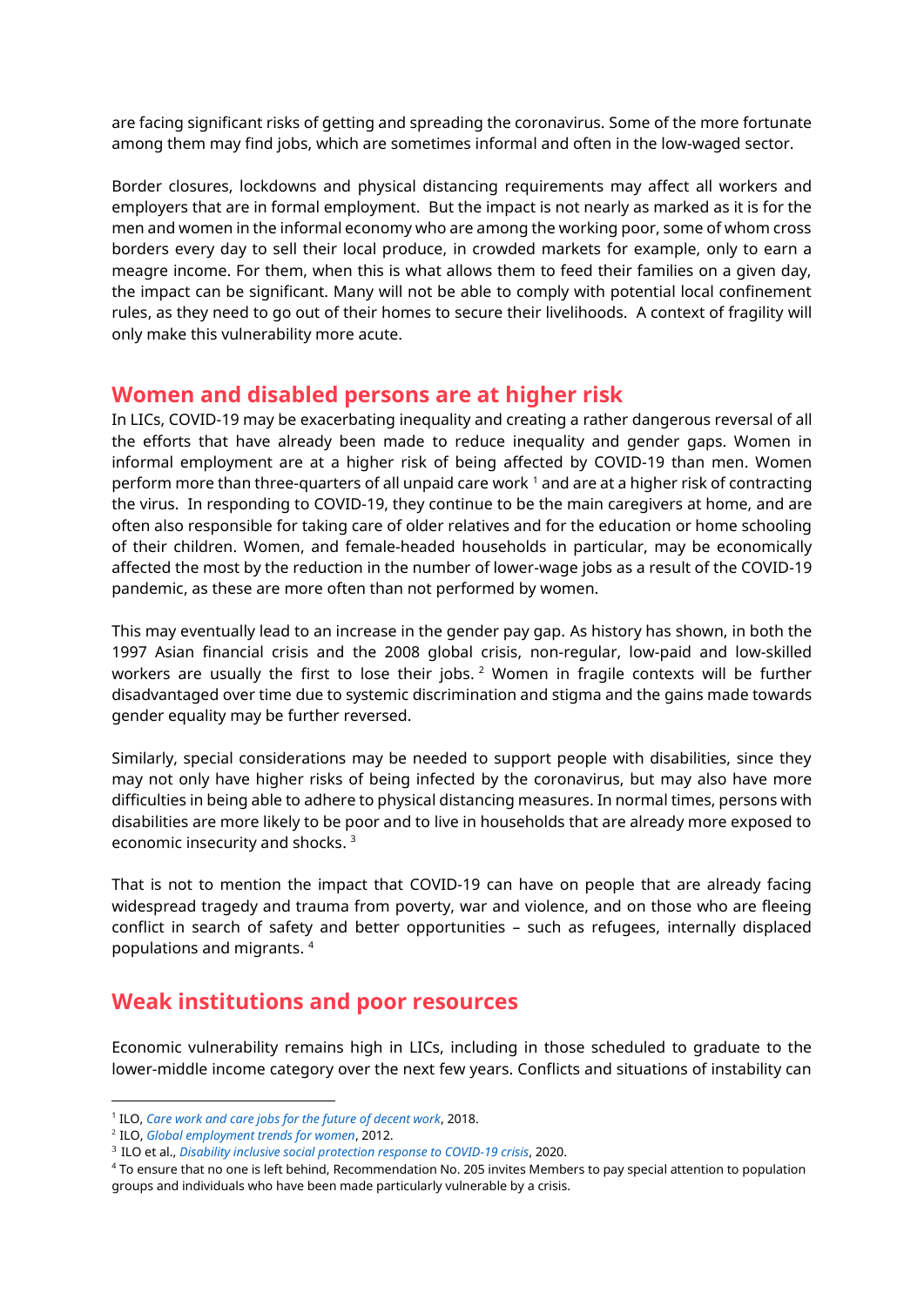are facing significant risks of getting and spreading the coronavirus. Some of the more fortunate among them may find jobs, which are sometimes informal and often in the low-waged sector.

Border closures, lockdowns and physical distancing requirements may affect all workers and employers that are in formal employment. But the impact is not nearly as marked as it is for the men and women in the informal economy who are among the working poor, some of whom cross borders every day to sell their local produce, in crowded markets for example, only to earn a meagre income. For them, when this is what allows them to feed their families on a given day, the impact can be significant. Many will not be able to comply with potential local confinement rules, as they need to go out of their homes to secure their livelihoods. A context of fragility will only make this vulnerability more acute.

## Women and disabled persons are at higher risk

In LICs, COVID-19 may be exacerbating inequality and creating a rather dangerous reversal of all the efforts that have already been made to reduce inequality and gender gaps. Women in informal employment are at a higher risk of being affected by COVID-19 than men. Women perform more than three-quarters of all unpaid care work [1] and are at a higher risk of contracting the virus. In responding to COVID-19, they continue to be the main caregivers at home, and are often also responsible for taking care of older relatives and for the education or home schooling of their children. Women, and female-headed households in particular, may be economically affected the most by the reduction in the number of lower-wage jobs as a result of the COVID-19 pandemic, as these are more often than not performed by women.

This may eventually lead to an increase in the gender pay gap. As history has shown, in both the 1997 Asian financial crisis and the 2008 global crisis, non-regular, low-paid and low-skilled workers are usually the first to lose their jobs. [2] Women in fragile contexts will be further disadvantaged over time due to systemic discrimination and stigma and the gains made towards gender equality may be further reversed.

Similarly, special considerations may be needed to support people with disabilities, since they may not only have higher risks of being infected by the coronavirus, but may also have more difficulties in being able to adhere to physical distancing measures. In normal times, persons with disabilities are more likely to be poor and to live in households that are already more exposed to economic insecurity and shocks. [3]

That is not to mention the impact that COVID-19 can have on people that are already facing widespread tragedy and trauma from poverty, war and violence, and on those who are fleeing conflict in search of safety and better opportunities – such as refugees, internally displaced populations and migrants. [4]

## Weak institutions and poor resources

Economic vulnerability remains high in LICs, including in those scheduled to graduate to the lower-middle income category over the next few years. Conflicts and situations of instability can

---

[1] ILO, *Care work and care jobs for the future of decent work*, 2018.

[2] ILO, *Global employment trends for women*, 2012.

[3] ILO et al., *Disability inclusive social protection response to COVID-19 crisis*, 2020.

[4] To ensure that no one is left behind, Recommendation No. 205 invites Members to pay special attention to population groups and individuals who have been made particularly vulnerable by a crisis.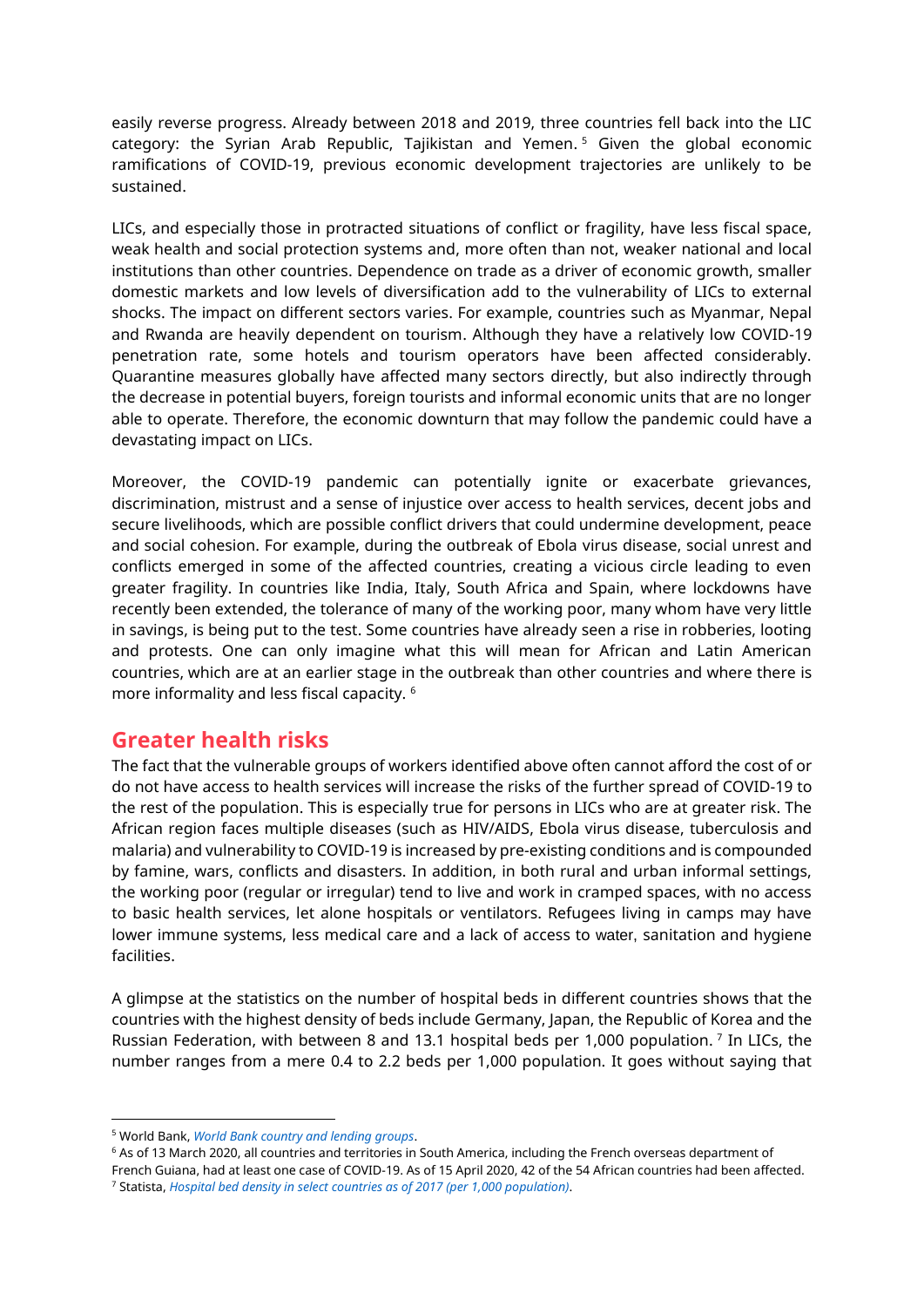easily reverse progress. Already between 2018 and 2019, three countries fell back into the LIC category: the Syrian Arab Republic, Tajikistan and Yemen.[5] Given the global economic ramifications of COVID-19, previous economic development trajectories are unlikely to be sustained.

LICs, and especially those in protracted situations of conflict or fragility, have less fiscal space, weak health and social protection systems and, more often than not, weaker national and local institutions than other countries. Dependence on trade as a driver of economic growth, smaller domestic markets and low levels of diversification add to the vulnerability of LICs to external shocks. The impact on different sectors varies. For example, countries such as Myanmar, Nepal and Rwanda are heavily dependent on tourism. Although they have a relatively low COVID-19 penetration rate, some hotels and tourism operators have been affected considerably. Quarantine measures globally have affected many sectors directly, but also indirectly through the decrease in potential buyers, foreign tourists and informal economic units that are no longer able to operate. Therefore, the economic downturn that may follow the pandemic could have a devastating impact on LICs.

Moreover, the COVID-19 pandemic can potentially ignite or exacerbate grievances, discrimination, mistrust and a sense of injustice over access to health services, decent jobs and secure livelihoods, which are possible conflict drivers that could undermine development, peace and social cohesion. For example, during the outbreak of Ebola virus disease, social unrest and conflicts emerged in some of the affected countries, creating a vicious circle leading to even greater fragility. In countries like India, Italy, South Africa and Spain, where lockdowns have recently been extended, the tolerance of many of the working poor, many whom have very little in savings, is being put to the test. Some countries have already seen a rise in robberies, looting and protests. One can only imagine what this will mean for African and Latin American countries, which are at an earlier stage in the outbreak than other countries and where there is more informality and less fiscal capacity.[6]

## Greater health risks

The fact that the vulnerable groups of workers identified above often cannot afford the cost of or do not have access to health services will increase the risks of the further spread of COVID-19 to the rest of the population. This is especially true for persons in LICs who are at greater risk. The African region faces multiple diseases (such as HIV/AIDS, Ebola virus disease, tuberculosis and malaria) and vulnerability to COVID-19 is increased by pre-existing conditions and is compounded by famine, wars, conflicts and disasters. In addition, in both rural and urban informal settings, the working poor (regular or irregular) tend to live and work in cramped spaces, with no access to basic health services, let alone hospitals or ventilators. Refugees living in camps may have lower immune systems, less medical care and a lack of access to water, sanitation and hygiene facilities.

A glimpse at the statistics on the number of hospital beds in different countries shows that the countries with the highest density of beds include Germany, Japan, the Republic of Korea and the Russian Federation, with between 8 and 13.1 hospital beds per 1,000 population.[7] In LICs, the number ranges from a mere 0.4 to 2.2 beds per 1,000 population. It goes without saying that

---

[5] World Bank, *World Bank country and lending groups*.

[6] As of 13 March 2020, all countries and territories in South America, including the French overseas department of French Guiana, had at least one case of COVID-19. As of 15 April 2020, 42 of the 54 African countries had been affected.

[7] Statista, *Hospital bed density in select countries as of 2017 (per 1,000 population)*.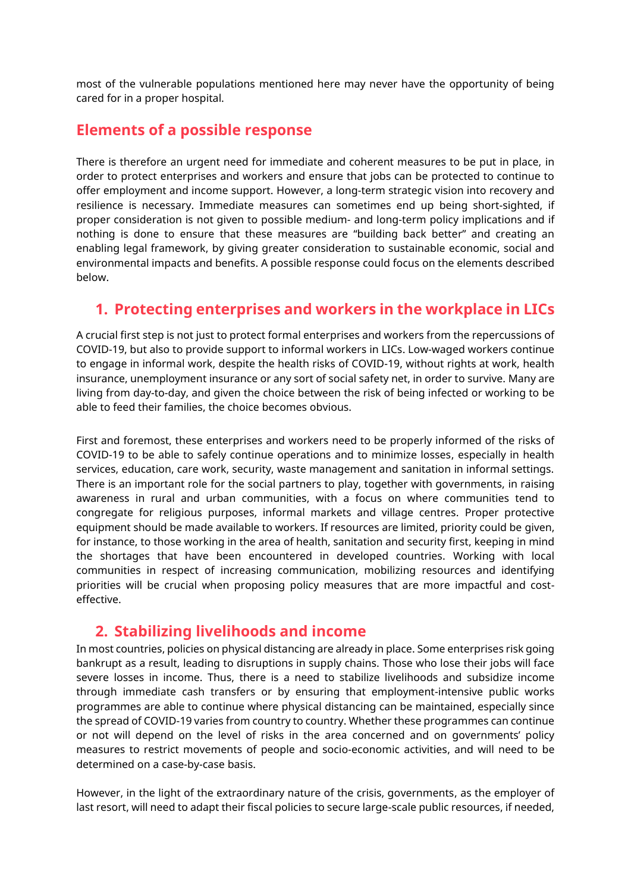most of the vulnerable populations mentioned here may never have the opportunity of being cared for in a proper hospital.

## Elements of a possible response

There is therefore an urgent need for immediate and coherent measures to be put in place, in order to protect enterprises and workers and ensure that jobs can be protected to continue to offer employment and income support. However, a long-term strategic vision into recovery and resilience is necessary. Immediate measures can sometimes end up being short-sighted, if proper consideration is not given to possible medium- and long-term policy implications and if nothing is done to ensure that these measures are "building back better" and creating an enabling legal framework, by giving greater consideration to sustainable economic, social and environmental impacts and benefits. A possible response could focus on the elements described below.

### 1. Protecting enterprises and workers in the workplace in LICs

A crucial first step is not just to protect formal enterprises and workers from the repercussions of COVID-19, but also to provide support to informal workers in LICs. Low-waged workers continue to engage in informal work, despite the health risks of COVID-19, without rights at work, health insurance, unemployment insurance or any sort of social safety net, in order to survive. Many are living from day-to-day, and given the choice between the risk of being infected or working to be able to feed their families, the choice becomes obvious.

First and foremost, these enterprises and workers need to be properly informed of the risks of COVID-19 to be able to safely continue operations and to minimize losses, especially in health services, education, care work, security, waste management and sanitation in informal settings. There is an important role for the social partners to play, together with governments, in raising awareness in rural and urban communities, with a focus on where communities tend to congregate for religious purposes, informal markets and village centres. Proper protective equipment should be made available to workers. If resources are limited, priority could be given, for instance, to those working in the area of health, sanitation and security first, keeping in mind the shortages that have been encountered in developed countries. Working with local communities in respect of increasing communication, mobilizing resources and identifying priorities will be crucial when proposing policy measures that are more impactful and cost-effective.

### 2. Stabilizing livelihoods and income

In most countries, policies on physical distancing are already in place. Some enterprises risk going bankrupt as a result, leading to disruptions in supply chains. Those who lose their jobs will face severe losses in income. Thus, there is a need to stabilize livelihoods and subsidize income through immediate cash transfers or by ensuring that employment-intensive public works programmes are able to continue where physical distancing can be maintained, especially since the spread of COVID-19 varies from country to country. Whether these programmes can continue or not will depend on the level of risks in the area concerned and on governments' policy measures to restrict movements of people and socio-economic activities, and will need to be determined on a case-by-case basis.

However, in the light of the extraordinary nature of the crisis, governments, as the employer of last resort, will need to adapt their fiscal policies to secure large-scale public resources, if needed,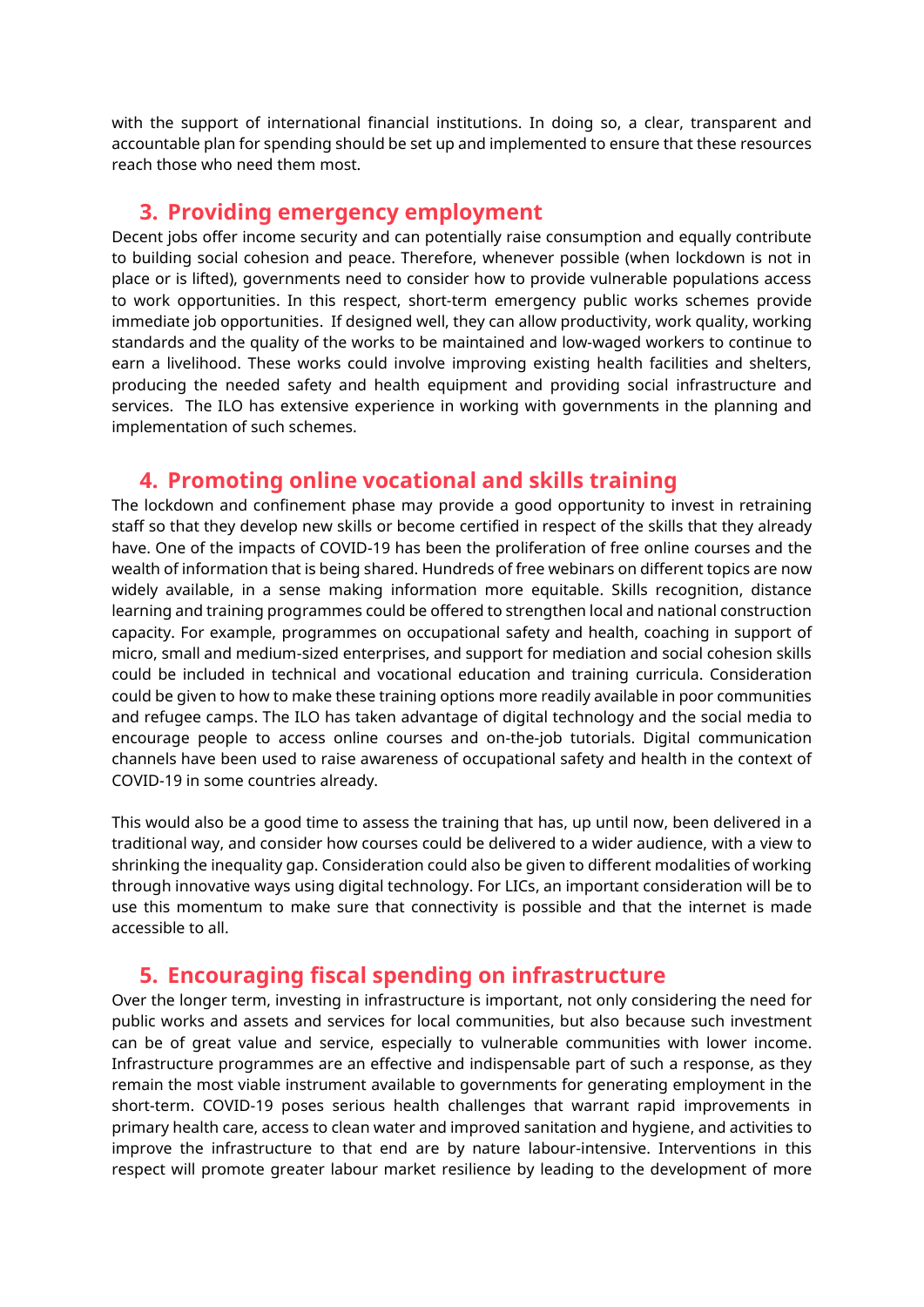with the support of international financial institutions. In doing so, a clear, transparent and accountable plan for spending should be set up and implemented to ensure that these resources reach those who need them most.

## 3. Providing emergency employment

Decent jobs offer income security and can potentially raise consumption and equally contribute to building social cohesion and peace. Therefore, whenever possible (when lockdown is not in place or is lifted), governments need to consider how to provide vulnerable populations access to work opportunities. In this respect, short-term emergency public works schemes provide immediate job opportunities. If designed well, they can allow productivity, work quality, working standards and the quality of the works to be maintained and low-waged workers to continue to earn a livelihood. These works could involve improving existing health facilities and shelters, producing the needed safety and health equipment and providing social infrastructure and services. The ILO has extensive experience in working with governments in the planning and implementation of such schemes.

## 4. Promoting online vocational and skills training

The lockdown and confinement phase may provide a good opportunity to invest in retraining staff so that they develop new skills or become certified in respect of the skills that they already have. One of the impacts of COVID-19 has been the proliferation of free online courses and the wealth of information that is being shared. Hundreds of free webinars on different topics are now widely available, in a sense making information more equitable. Skills recognition, distance learning and training programmes could be offered to strengthen local and national construction capacity. For example, programmes on occupational safety and health, coaching in support of micro, small and medium-sized enterprises, and support for mediation and social cohesion skills could be included in technical and vocational education and training curricula. Consideration could be given to how to make these training options more readily available in poor communities and refugee camps. The ILO has taken advantage of digital technology and the social media to encourage people to access online courses and on-the-job tutorials. Digital communication channels have been used to raise awareness of occupational safety and health in the context of COVID-19 in some countries already.

This would also be a good time to assess the training that has, up until now, been delivered in a traditional way, and consider how courses could be delivered to a wider audience, with a view to shrinking the inequality gap. Consideration could also be given to different modalities of working through innovative ways using digital technology. For LICs, an important consideration will be to use this momentum to make sure that connectivity is possible and that the internet is made accessible to all.

## 5. Encouraging fiscal spending on infrastructure

Over the longer term, investing in infrastructure is important, not only considering the need for public works and assets and services for local communities, but also because such investment can be of great value and service, especially to vulnerable communities with lower income. Infrastructure programmes are an effective and indispensable part of such a response, as they remain the most viable instrument available to governments for generating employment in the short-term. COVID-19 poses serious health challenges that warrant rapid improvements in primary health care, access to clean water and improved sanitation and hygiene, and activities to improve the infrastructure to that end are by nature labour-intensive. Interventions in this respect will promote greater labour market resilience by leading to the development of more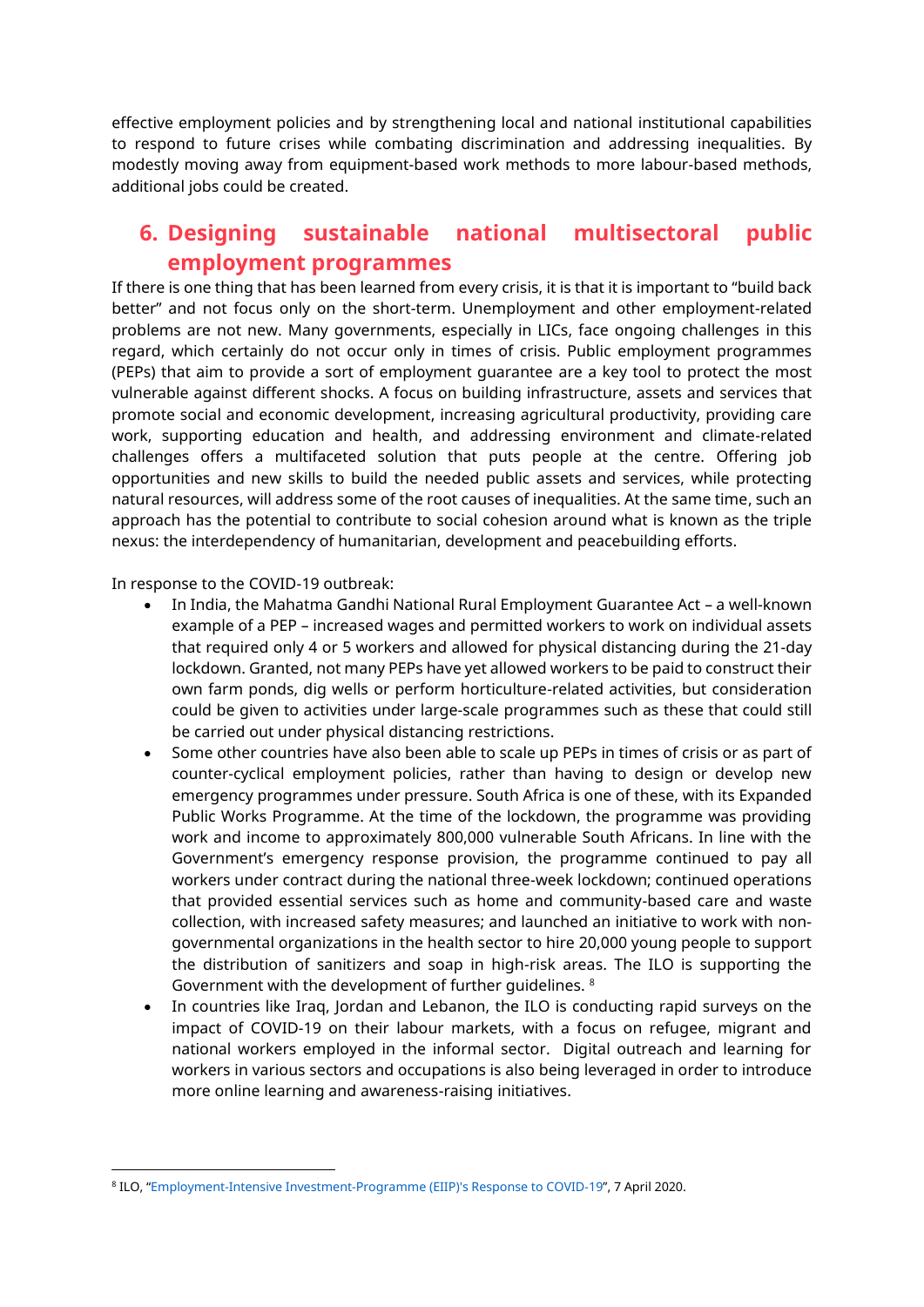effective employment policies and by strengthening local and national institutional capabilities to respond to future crises while combating discrimination and addressing inequalities. By modestly moving away from equipment-based work methods to more labour-based methods, additional jobs could be created.

## 6. Designing sustainable national multisectoral public employment programmes

If there is one thing that has been learned from every crisis, it is that it is important to "build back better" and not focus only on the short-term. Unemployment and other employment-related problems are not new. Many governments, especially in LICs, face ongoing challenges in this regard, which certainly do not occur only in times of crisis. Public employment programmes (PEPs) that aim to provide a sort of employment guarantee are a key tool to protect the most vulnerable against different shocks. A focus on building infrastructure, assets and services that promote social and economic development, increasing agricultural productivity, providing care work, supporting education and health, and addressing environment and climate-related challenges offers a multifaceted solution that puts people at the centre. Offering job opportunities and new skills to build the needed public assets and services, while protecting natural resources, will address some of the root causes of inequalities. At the same time, such an approach has the potential to contribute to social cohesion around what is known as the triple nexus: the interdependency of humanitarian, development and peacebuilding efforts.

In response to the COVID-19 outbreak:

- In India, the Mahatma Gandhi National Rural Employment Guarantee Act – a well-known example of a PEP – increased wages and permitted workers to work on individual assets that required only 4 or 5 workers and allowed for physical distancing during the 21-day lockdown. Granted, not many PEPs have yet allowed workers to be paid to construct their own farm ponds, dig wells or perform horticulture-related activities, but consideration could be given to activities under large-scale programmes such as these that could still be carried out under physical distancing restrictions.
- Some other countries have also been able to scale up PEPs in times of crisis or as part of counter-cyclical employment policies, rather than having to design or develop new emergency programmes under pressure. South Africa is one of these, with its Expanded Public Works Programme. At the time of the lockdown, the programme was providing work and income to approximately 800,000 vulnerable South Africans. In line with the Government's emergency response provision, the programme continued to pay all workers under contract during the national three-week lockdown; continued operations that provided essential services such as home and community-based care and waste collection, with increased safety measures; and launched an initiative to work with non-governmental organizations in the health sector to hire 20,000 young people to support the distribution of sanitizers and soap in high-risk areas. The ILO is supporting the Government with the development of further guidelines. [8]
- In countries like Iraq, Jordan and Lebanon, the ILO is conducting rapid surveys on the impact of COVID-19 on their labour markets, with a focus on refugee, migrant and national workers employed in the informal sector. Digital outreach and learning for workers in various sectors and occupations is also being leveraged in order to introduce more online learning and awareness-raising initiatives.

---

[8] ILO, "Employment-Intensive Investment-Programme (EIIP)'s Response to COVID-19", 7 April 2020.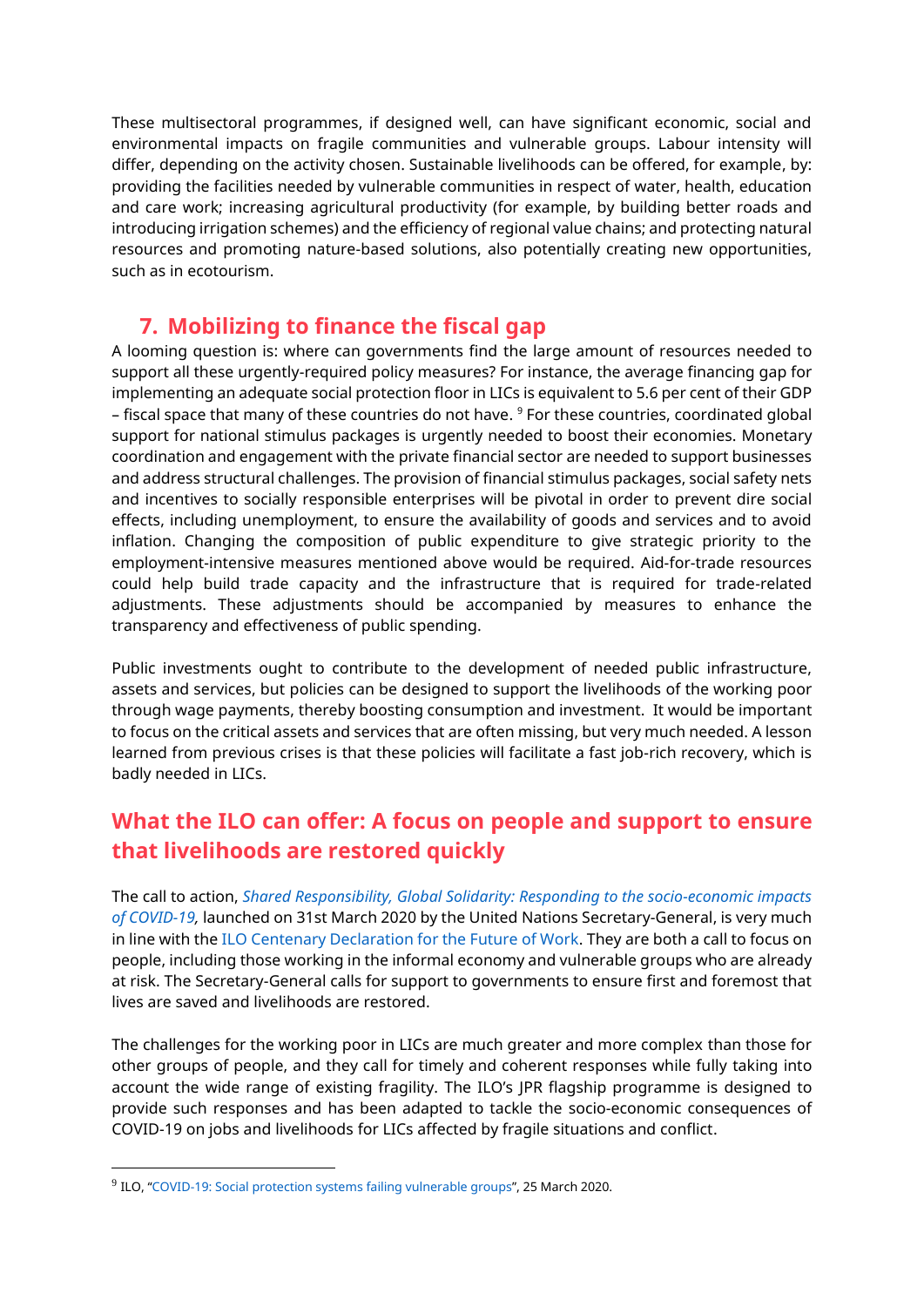These multisectoral programmes, if designed well, can have significant economic, social and environmental impacts on fragile communities and vulnerable groups. Labour intensity will differ, depending on the activity chosen. Sustainable livelihoods can be offered, for example, by: providing the facilities needed by vulnerable communities in respect of water, health, education and care work; increasing agricultural productivity (for example, by building better roads and introducing irrigation schemes) and the efficiency of regional value chains; and protecting natural resources and promoting nature-based solutions, also potentially creating new opportunities, such as in ecotourism.

## 7. Mobilizing to finance the fiscal gap

A looming question is: where can governments find the large amount of resources needed to support all these urgently-required policy measures? For instance, the average financing gap for implementing an adequate social protection floor in LICs is equivalent to 5.6 per cent of their GDP – fiscal space that many of these countries do not have. [9] For these countries, coordinated global support for national stimulus packages is urgently needed to boost their economies. Monetary coordination and engagement with the private financial sector are needed to support businesses and address structural challenges. The provision of financial stimulus packages, social safety nets and incentives to socially responsible enterprises will be pivotal in order to prevent dire social effects, including unemployment, to ensure the availability of goods and services and to avoid inflation. Changing the composition of public expenditure to give strategic priority to the employment-intensive measures mentioned above would be required. Aid-for-trade resources could help build trade capacity and the infrastructure that is required for trade-related adjustments. These adjustments should be accompanied by measures to enhance the transparency and effectiveness of public spending.

Public investments ought to contribute to the development of needed public infrastructure, assets and services, but policies can be designed to support the livelihoods of the working poor through wage payments, thereby boosting consumption and investment. It would be important to focus on the critical assets and services that are often missing, but very much needed. A lesson learned from previous crises is that these policies will facilitate a fast job-rich recovery, which is badly needed in LICs.

# What the ILO can offer: A focus on people and support to ensure that livelihoods are restored quickly

The call to action, *Shared Responsibility, Global Solidarity: Responding to the socio-economic impacts of COVID-19,* launched on 31st March 2020 by the United Nations Secretary-General, is very much in line with the ILO Centenary Declaration for the Future of Work. They are both a call to focus on people, including those working in the informal economy and vulnerable groups who are already at risk. The Secretary-General calls for support to governments to ensure first and foremost that lives are saved and livelihoods are restored.

The challenges for the working poor in LICs are much greater and more complex than those for other groups of people, and they call for timely and coherent responses while fully taking into account the wide range of existing fragility. The ILO's JPR flagship programme is designed to provide such responses and has been adapted to tackle the socio-economic consequences of COVID-19 on jobs and livelihoods for LICs affected by fragile situations and conflict.

[9] ILO, "COVID-19: Social protection systems failing vulnerable groups", 25 March 2020.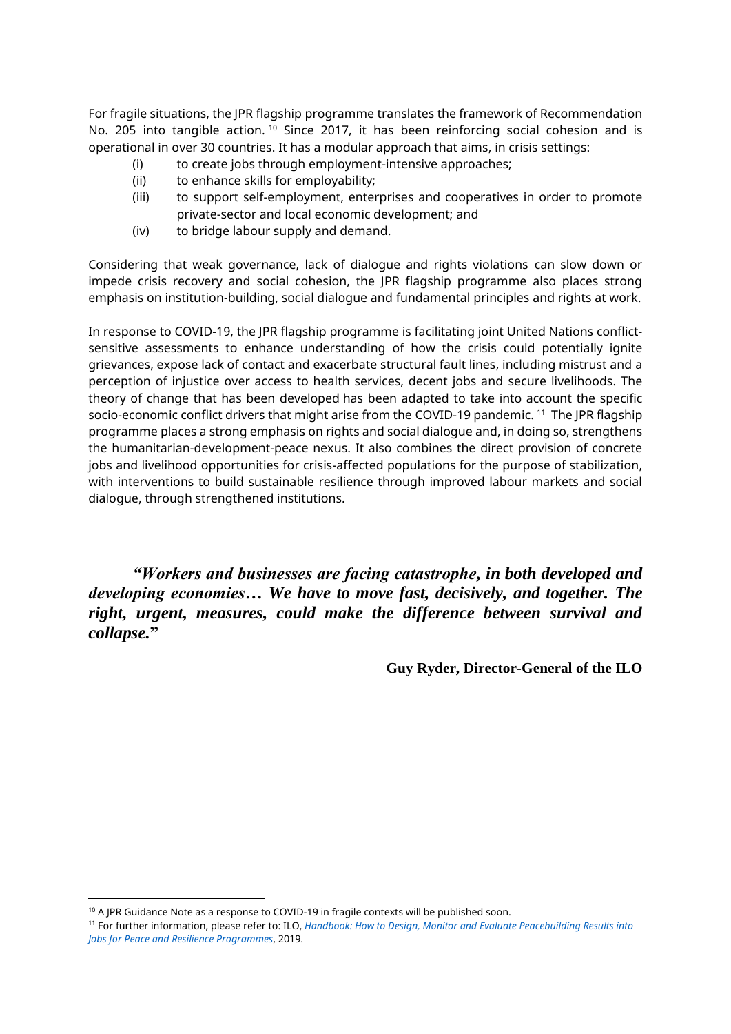For fragile situations, the JPR flagship programme translates the framework of Recommendation No. 205 into tangible action. [10] Since 2017, it has been reinforcing social cohesion and is operational in over 30 countries. It has a modular approach that aims, in crisis settings:

(i) to create jobs through employment-intensive approaches;
(ii) to enhance skills for employability;
(iii) to support self-employment, enterprises and cooperatives in order to promote private-sector and local economic development; and
(iv) to bridge labour supply and demand.

Considering that weak governance, lack of dialogue and rights violations can slow down or impede crisis recovery and social cohesion, the JPR flagship programme also places strong emphasis on institution-building, social dialogue and fundamental principles and rights at work.

In response to COVID-19, the JPR flagship programme is facilitating joint United Nations conflict-sensitive assessments to enhance understanding of how the crisis could potentially ignite grievances, expose lack of contact and exacerbate structural fault lines, including mistrust and a perception of injustice over access to health services, decent jobs and secure livelihoods. The theory of change that has been developed has been adapted to take into account the specific socio-economic conflict drivers that might arise from the COVID-19 pandemic. [11] The JPR flagship programme places a strong emphasis on rights and social dialogue and, in doing so, strengthens the humanitarian-development-peace nexus. It also combines the direct provision of concrete jobs and livelihood opportunities for crisis-affected populations for the purpose of stabilization, with interventions to build sustainable resilience through improved labour markets and social dialogue, through strengthened institutions.

***"Workers and businesses are facing catastrophe, in both developed and developing economies… We have to move fast, decisively, and together. The right, urgent, measures, could make the difference between survival and collapse."***

**Guy Ryder, Director-General of the ILO**

---

[10] A JPR Guidance Note as a response to COVID-19 in fragile contexts will be published soon.

[11] For further information, please refer to: ILO, *Handbook: How to Design, Monitor and Evaluate Peacebuilding Results into Jobs for Peace and Resilience Programmes*, 2019.